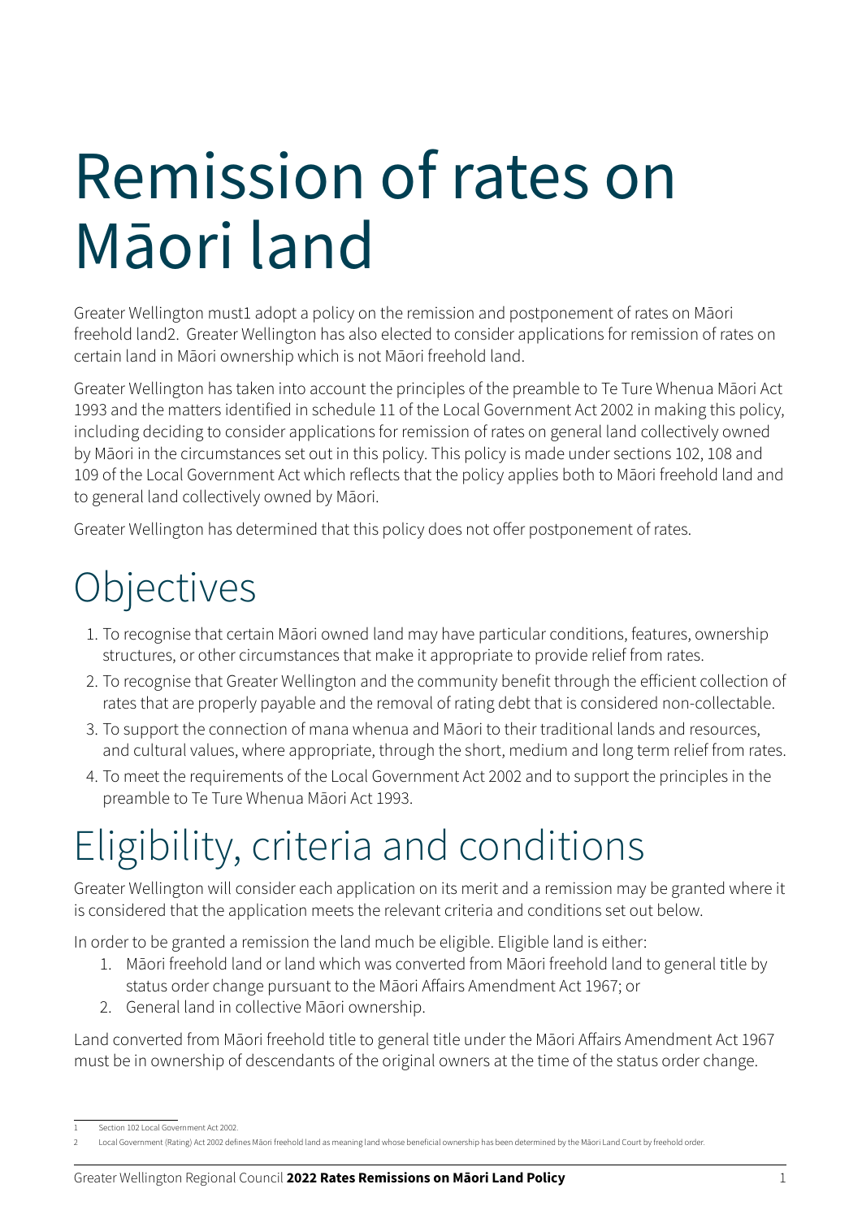# Remission of rates on Māori land

Greater Wellington must[1] adopt a policy on the remission and postponement of rates on Māori freehold land[2]. Greater Wellington has also elected to consider applications for remission of rates on certain land in Māori ownership which is not Māori freehold land.

Greater Wellington has taken into account the principles of the preamble to Te Ture Whenua Māori Act 1993 and the matters identified in schedule 11 of the Local Government Act 2002 in making this policy, including deciding to consider applications for remission of rates on general land collectively owned by Māori in the circumstances set out in this policy. This policy is made under sections 102, 108 and 109 of the Local Government Act which reflects that the policy applies both to Māori freehold land and to general land collectively owned by Māori.

Greater Wellington has determined that this policy does not offer postponement of rates.

## Objectives

1. To recognise that certain Māori owned land may have particular conditions, features, ownership structures, or other circumstances that make it appropriate to provide relief from rates.
2. To recognise that Greater Wellington and the community benefit through the efficient collection of rates that are properly payable and the removal of rating debt that is considered non-collectable.
3. To support the connection of mana whenua and Māori to their traditional lands and resources, and cultural values, where appropriate, through the short, medium and long term relief from rates.
4. To meet the requirements of the Local Government Act 2002 and to support the principles in the preamble to Te Ture Whenua Māori Act 1993.

## Eligibility, criteria and conditions

Greater Wellington will consider each application on its merit and a remission may be granted where it is considered that the application meets the relevant criteria and conditions set out below.

In order to be granted a remission the land much be eligible. Eligible land is either:

1. Māori freehold land or land which was converted from Māori freehold land to general title by status order change pursuant to the Māori Affairs Amendment Act 1967; or
2. General land in collective Māori ownership.

Land converted from Māori freehold title to general title under the Māori Affairs Amendment Act 1967 must be in ownership of descendants of the original owners at the time of the status order change.

[1] Section 102 Local Government Act 2002.

[2] Local Government (Rating) Act 2002 defines Māori freehold land as meaning land whose beneficial ownership has been determined by the Māori Land Court by freehold order.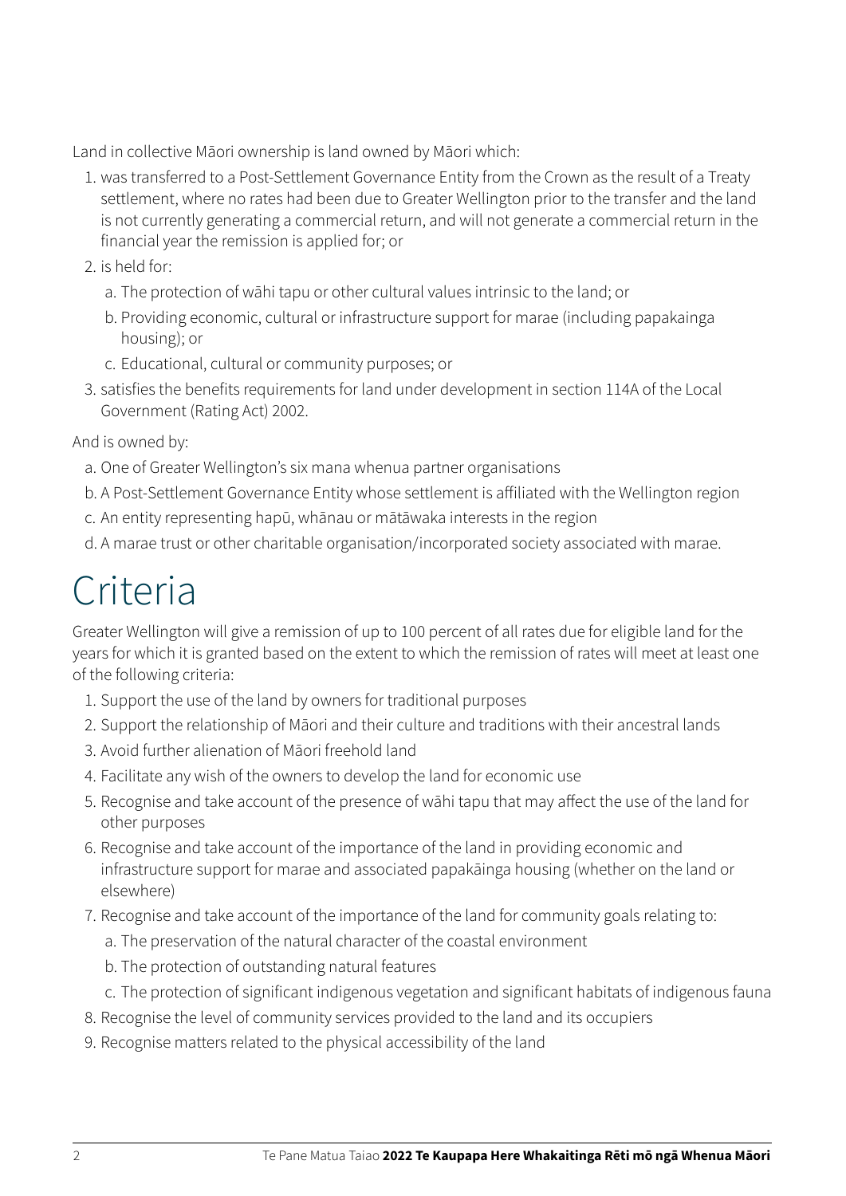Land in collective Māori ownership is land owned by Māori which:

1. was transferred to a Post-Settlement Governance Entity from the Crown as the result of a Treaty settlement, where no rates had been due to Greater Wellington prior to the transfer and the land is not currently generating a commercial return, and will not generate a commercial return in the financial year the remission is applied for; or
2. is held for:
   a. The protection of wāhi tapu or other cultural values intrinsic to the land; or
   b. Providing economic, cultural or infrastructure support for marae (including papakainga housing); or
   c. Educational, cultural or community purposes; or
3. satisfies the benefits requirements for land under development in section 114A of the Local Government (Rating Act) 2002.

And is owned by:

a. One of Greater Wellington's six mana whenua partner organisations
b. A Post-Settlement Governance Entity whose settlement is affiliated with the Wellington region
c. An entity representing hapū, whānau or mātāwaka interests in the region
d. A marae trust or other charitable organisation/incorporated society associated with marae.

# Criteria

Greater Wellington will give a remission of up to 100 percent of all rates due for eligible land for the years for which it is granted based on the extent to which the remission of rates will meet at least one of the following criteria:

1. Support the use of the land by owners for traditional purposes
2. Support the relationship of Māori and their culture and traditions with their ancestral lands
3. Avoid further alienation of Māori freehold land
4. Facilitate any wish of the owners to develop the land for economic use
5. Recognise and take account of the presence of wāhi tapu that may affect the use of the land for other purposes
6. Recognise and take account of the importance of the land in providing economic and infrastructure support for marae and associated papakāinga housing (whether on the land or elsewhere)
7. Recognise and take account of the importance of the land for community goals relating to:
   a. The preservation of the natural character of the coastal environment
   b. The protection of outstanding natural features
   c. The protection of significant indigenous vegetation and significant habitats of indigenous fauna
8. Recognise the level of community services provided to the land and its occupiers
9. Recognise matters related to the physical accessibility of the land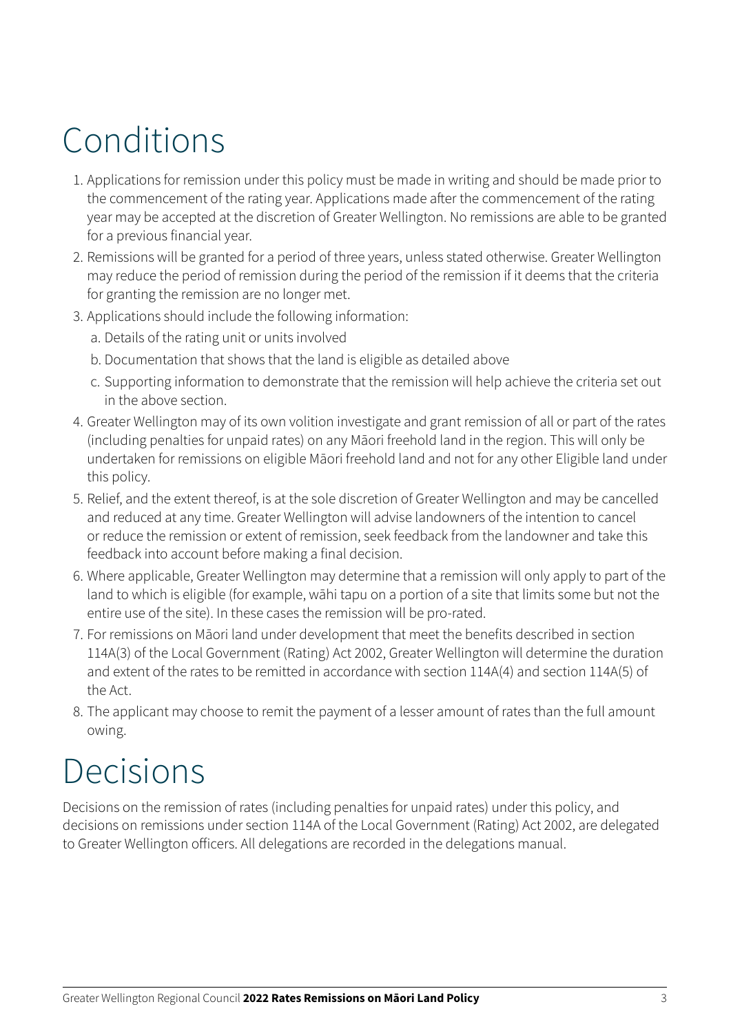# Conditions

1. Applications for remission under this policy must be made in writing and should be made prior to the commencement of the rating year. Applications made after the commencement of the rating year may be accepted at the discretion of Greater Wellington. No remissions are able to be granted for a previous financial year.
2. Remissions will be granted for a period of three years, unless stated otherwise. Greater Wellington may reduce the period of remission during the period of the remission if it deems that the criteria for granting the remission are no longer met.
3. Applications should include the following information:
   a. Details of the rating unit or units involved
   b. Documentation that shows that the land is eligible as detailed above
   c. Supporting information to demonstrate that the remission will help achieve the criteria set out in the above section.
4. Greater Wellington may of its own volition investigate and grant remission of all or part of the rates (including penalties for unpaid rates) on any Māori freehold land in the region. This will only be undertaken for remissions on eligible Māori freehold land and not for any other Eligible land under this policy.
5. Relief, and the extent thereof, is at the sole discretion of Greater Wellington and may be cancelled and reduced at any time. Greater Wellington will advise landowners of the intention to cancel or reduce the remission or extent of remission, seek feedback from the landowner and take this feedback into account before making a final decision.
6. Where applicable, Greater Wellington may determine that a remission will only apply to part of the land to which is eligible (for example, wāhi tapu on a portion of a site that limits some but not the entire use of the site). In these cases the remission will be pro-rated.
7. For remissions on Māori land under development that meet the benefits described in section 114A(3) of the Local Government (Rating) Act 2002, Greater Wellington will determine the duration and extent of the rates to be remitted in accordance with section 114A(4) and section 114A(5) of the Act.
8. The applicant may choose to remit the payment of a lesser amount of rates than the full amount owing.

# Decisions

Decisions on the remission of rates (including penalties for unpaid rates) under this policy, and decisions on remissions under section 114A of the Local Government (Rating) Act 2002, are delegated to Greater Wellington officers. All delegations are recorded in the delegations manual.